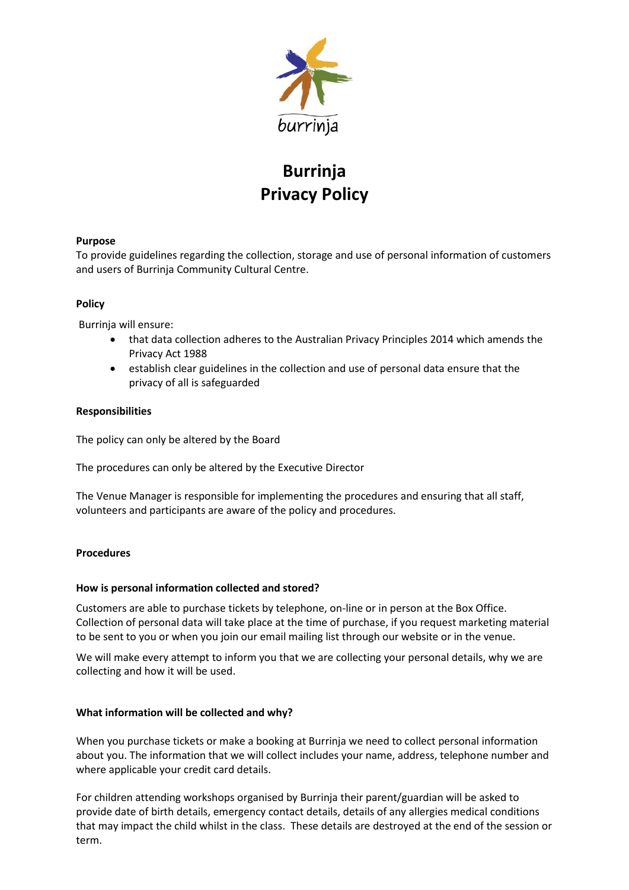burrinja

# Burrinja
# Privacy Policy

**Purpose**
To provide guidelines regarding the collection, storage and use of personal information of customers and users of Burrinja Community Cultural Centre.

**Policy**

Burrinja will ensure:

- that data collection adheres to the Australian Privacy Principles 2014 which amends the Privacy Act 1988
- establish clear guidelines in the collection and use of personal data ensure that the privacy of all is safeguarded

**Responsibilities**

The policy can only be altered by the Board

The procedures can only be altered by the Executive Director

The Venue Manager is responsible for implementing the procedures and ensuring that all staff, volunteers and participants are aware of the policy and procedures.

**Procedures**

**How is personal information collected and stored?**

Customers are able to purchase tickets by telephone, on-line or in person at the Box Office. Collection of personal data will take place at the time of purchase, if you request marketing material to be sent to you or when you join our email mailing list through our website or in the venue.

We will make every attempt to inform you that we are collecting your personal details, why we are collecting and how it will be used.

**What information will be collected and why?**

When you purchase tickets or make a booking at Burrinja we need to collect personal information about you. The information that we will collect includes your name, address, telephone number and where applicable your credit card details.

For children attending workshops organised by Burrinja their parent/guardian will be asked to provide date of birth details, emergency contact details, details of any allergies medical conditions that may impact the child whilst in the class. These details are destroyed at the end of the session or term.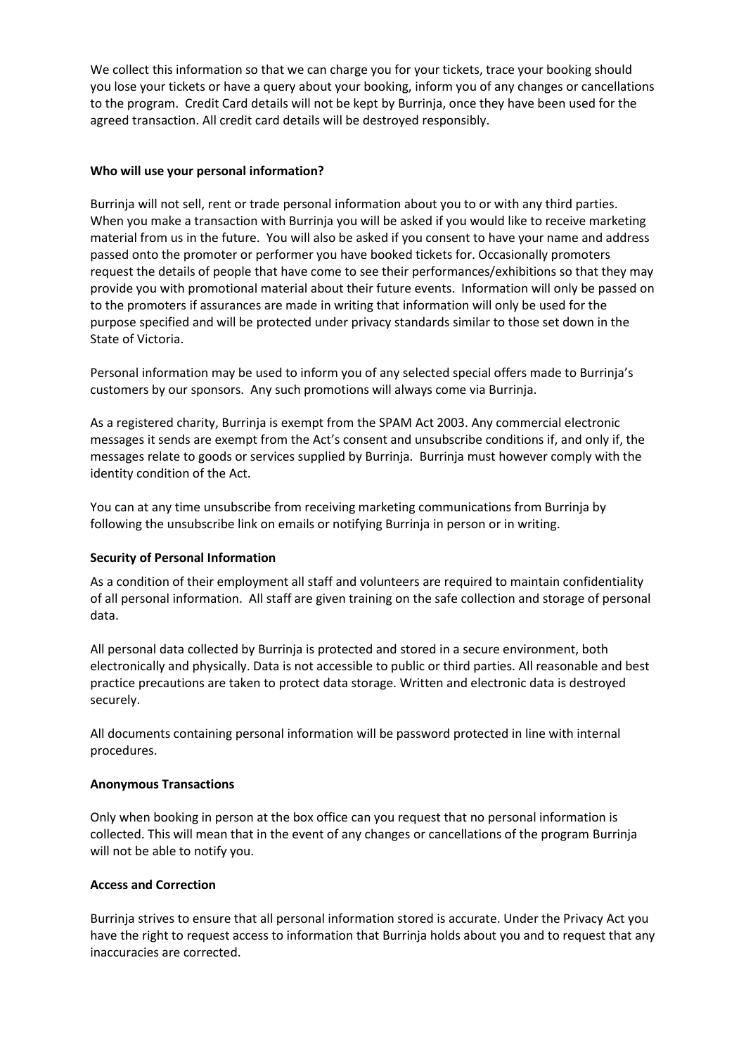We collect this information so that we can charge you for your tickets, trace your booking should you lose your tickets or have a query about your booking, inform you of any changes or cancellations to the program. Credit Card details will not be kept by Burrinja, once they have been used for the agreed transaction. All credit card details will be destroyed responsibly.

**Who will use your personal information?**

Burrinja will not sell, rent or trade personal information about you to or with any third parties. When you make a transaction with Burrinja you will be asked if you would like to receive marketing material from us in the future. You will also be asked if you consent to have your name and address passed onto the promoter or performer you have booked tickets for. Occasionally promoters request the details of people that have come to see their performances/exhibitions so that they may provide you with promotional material about their future events. Information will only be passed on to the promoters if assurances are made in writing that information will only be used for the purpose specified and will be protected under privacy standards similar to those set down in the State of Victoria.

Personal information may be used to inform you of any selected special offers made to Burrinja's customers by our sponsors. Any such promotions will always come via Burrinja.

As a registered charity, Burrinja is exempt from the SPAM Act 2003. Any commercial electronic messages it sends are exempt from the Act's consent and unsubscribe conditions if, and only if, the messages relate to goods or services supplied by Burrinja. Burrinja must however comply with the identity condition of the Act.

You can at any time unsubscribe from receiving marketing communications from Burrinja by following the unsubscribe link on emails or notifying Burrinja in person or in writing.

**Security of Personal Information**

As a condition of their employment all staff and volunteers are required to maintain confidentiality of all personal information. All staff are given training on the safe collection and storage of personal data.

All personal data collected by Burrinja is protected and stored in a secure environment, both electronically and physically. Data is not accessible to public or third parties. All reasonable and best practice precautions are taken to protect data storage. Written and electronic data is destroyed securely.

All documents containing personal information will be password protected in line with internal procedures.

**Anonymous Transactions**

Only when booking in person at the box office can you request that no personal information is collected. This will mean that in the event of any changes or cancellations of the program Burrinja will not be able to notify you.

**Access and Correction**

Burrinja strives to ensure that all personal information stored is accurate. Under the Privacy Act you have the right to request access to information that Burrinja holds about you and to request that any inaccuracies are corrected.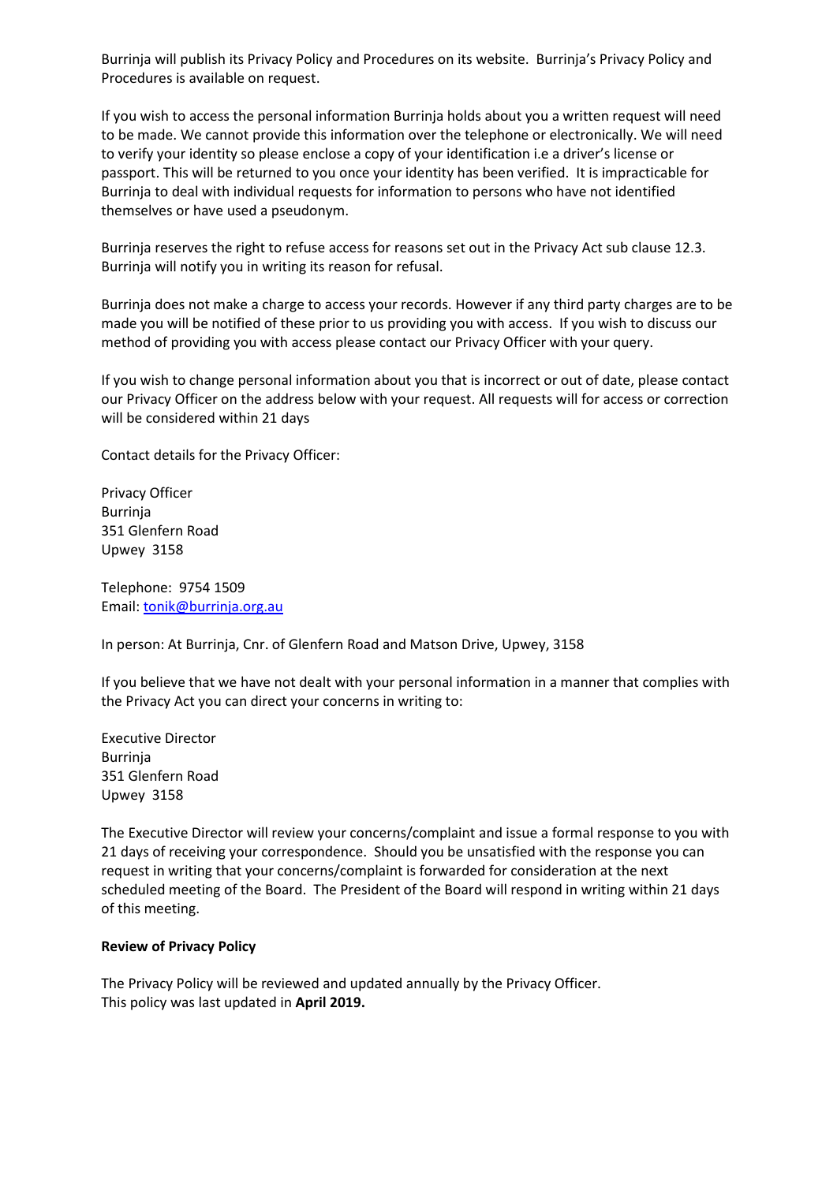Burrinja will publish its Privacy Policy and Procedures on its website. Burrinja's Privacy Policy and Procedures is available on request.

If you wish to access the personal information Burrinja holds about you a written request will need to be made. We cannot provide this information over the telephone or electronically. We will need to verify your identity so please enclose a copy of your identification i.e a driver's license or passport. This will be returned to you once your identity has been verified. It is impracticable for Burrinja to deal with individual requests for information to persons who have not identified themselves or have used a pseudonym.

Burrinja reserves the right to refuse access for reasons set out in the Privacy Act sub clause 12.3. Burrinja will notify you in writing its reason for refusal.

Burrinja does not make a charge to access your records. However if any third party charges are to be made you will be notified of these prior to us providing you with access. If you wish to discuss our method of providing you with access please contact our Privacy Officer with your query.

If you wish to change personal information about you that is incorrect or out of date, please contact our Privacy Officer on the address below with your request. All requests will for access or correction will be considered within 21 days

Contact details for the Privacy Officer:

Privacy Officer
Burrinja
351 Glenfern Road
Upwey 3158

Telephone: 9754 1509
Email: tonik@burrinja.org.au

In person: At Burrinja, Cnr. of Glenfern Road and Matson Drive, Upwey, 3158

If you believe that we have not dealt with your personal information in a manner that complies with the Privacy Act you can direct your concerns in writing to:

Executive Director
Burrinja
351 Glenfern Road
Upwey 3158

The Executive Director will review your concerns/complaint and issue a formal response to you with 21 days of receiving your correspondence. Should you be unsatisfied with the response you can request in writing that your concerns/complaint is forwarded for consideration at the next scheduled meeting of the Board. The President of the Board will respond in writing within 21 days of this meeting.

**Review of Privacy Policy**

The Privacy Policy will be reviewed and updated annually by the Privacy Officer.
This policy was last updated in **April 2019.**